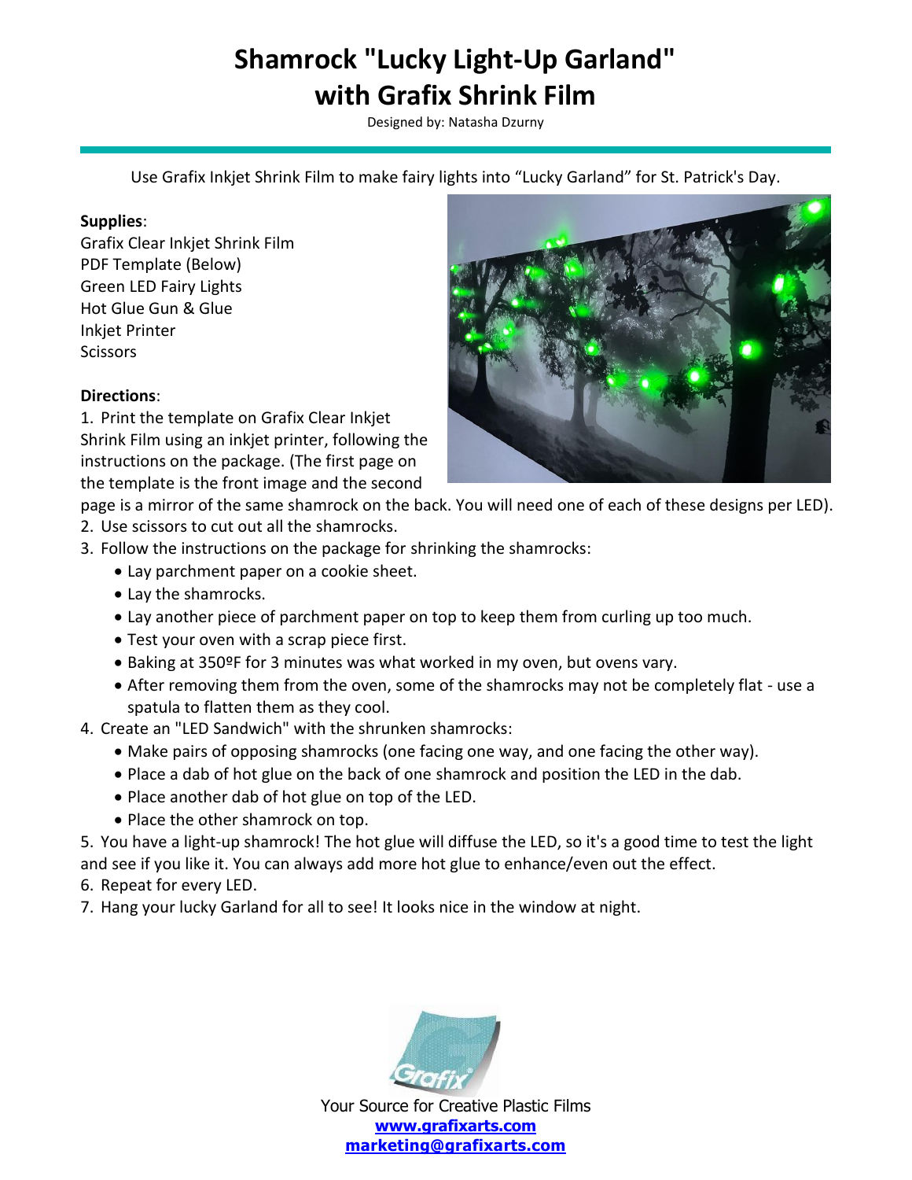# Shamrock "Lucky Light-Up Garland" with Grafix Shrink Film

Designed by: Natasha Dzurny

Use Grafix Inkjet Shrink Film to make fairy lights into "Lucky Garland" for St. Patrick's Day.

**Supplies**:
Grafix Clear Inkjet Shrink Film
PDF Template (Below)
Green LED Fairy Lights
Hot Glue Gun & Glue
Inkjet Printer
Scissors

**Directions**:

1. Print the template on Grafix Clear Inkjet Shrink Film using an inkjet printer, following the instructions on the package. (The first page on the template is the front image and the second page is a mirror of the same shamrock on the back. You will need one of each of these designs per LED).
2. Use scissors to cut out all the shamrocks.
3. Follow the instructions on the package for shrinking the shamrocks:
   - Lay parchment paper on a cookie sheet.
   - Lay the shamrocks.
   - Lay another piece of parchment paper on top to keep them from curling up too much.
   - Test your oven with a scrap piece first.
   - Baking at 350ºF for 3 minutes was what worked in my oven, but ovens vary.
   - After removing them from the oven, some of the shamrocks may not be completely flat - use a spatula to flatten them as they cool.
4. Create an "LED Sandwich" with the shrunken shamrocks:
   - Make pairs of opposing shamrocks (one facing one way, and one facing the other way).
   - Place a dab of hot glue on the back of one shamrock and position the LED in the dab.
   - Place another dab of hot glue on top of the LED.
   - Place the other shamrock on top.
5. You have a light-up shamrock! The hot glue will diffuse the LED, so it's a good time to test the light and see if you like it. You can always add more hot glue to enhance/even out the effect.
6. Repeat for every LED.
7. Hang your lucky Garland for all to see! It looks nice in the window at night.

Your Source for Creative Plastic Films
**www.grafixarts.com**
**marketing@grafixarts.com**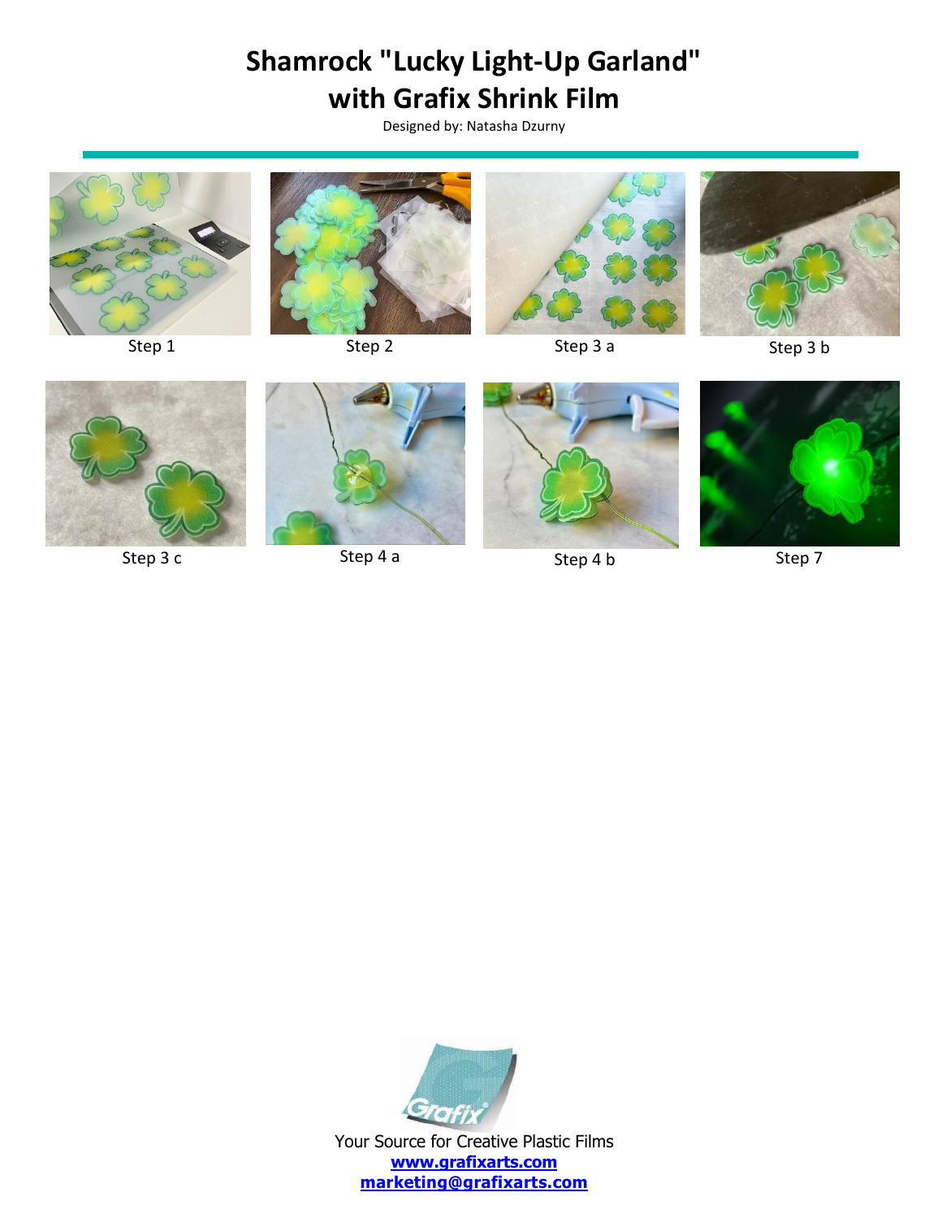# Shamrock "Lucky Light-Up Garland" with Grafix Shrink Film

Designed by: Natasha Dzurny

Step 1

Step 2

Step 3 a

Step 3 b

Step 3 c

Step 4 a

Step 4 b

Step 7

Your Source for Creative Plastic Films

**www.grafixarts.com**

**marketing@grafixarts.com**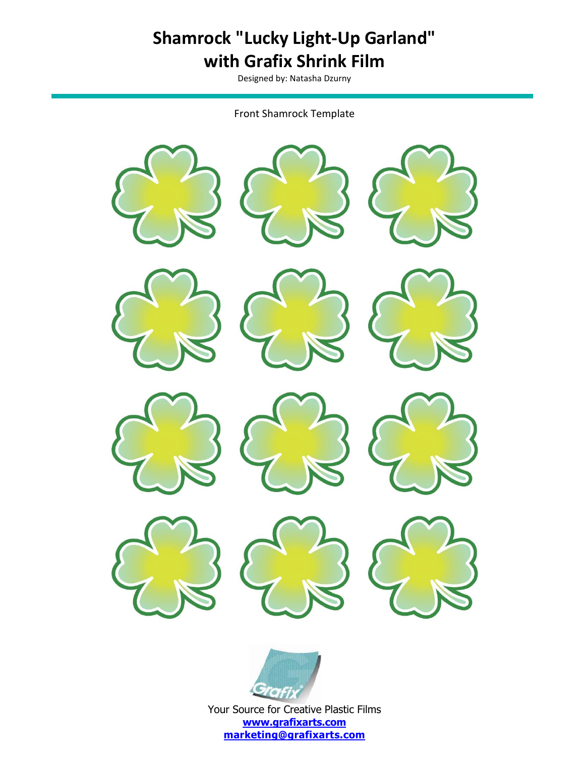# Shamrock "Lucky Light-Up Garland" with Grafix Shrink Film

Designed by: Natasha Dzurny

Front Shamrock Template

Your Source for Creative Plastic Films

**www.grafixarts.com**

**marketing@grafixarts.com**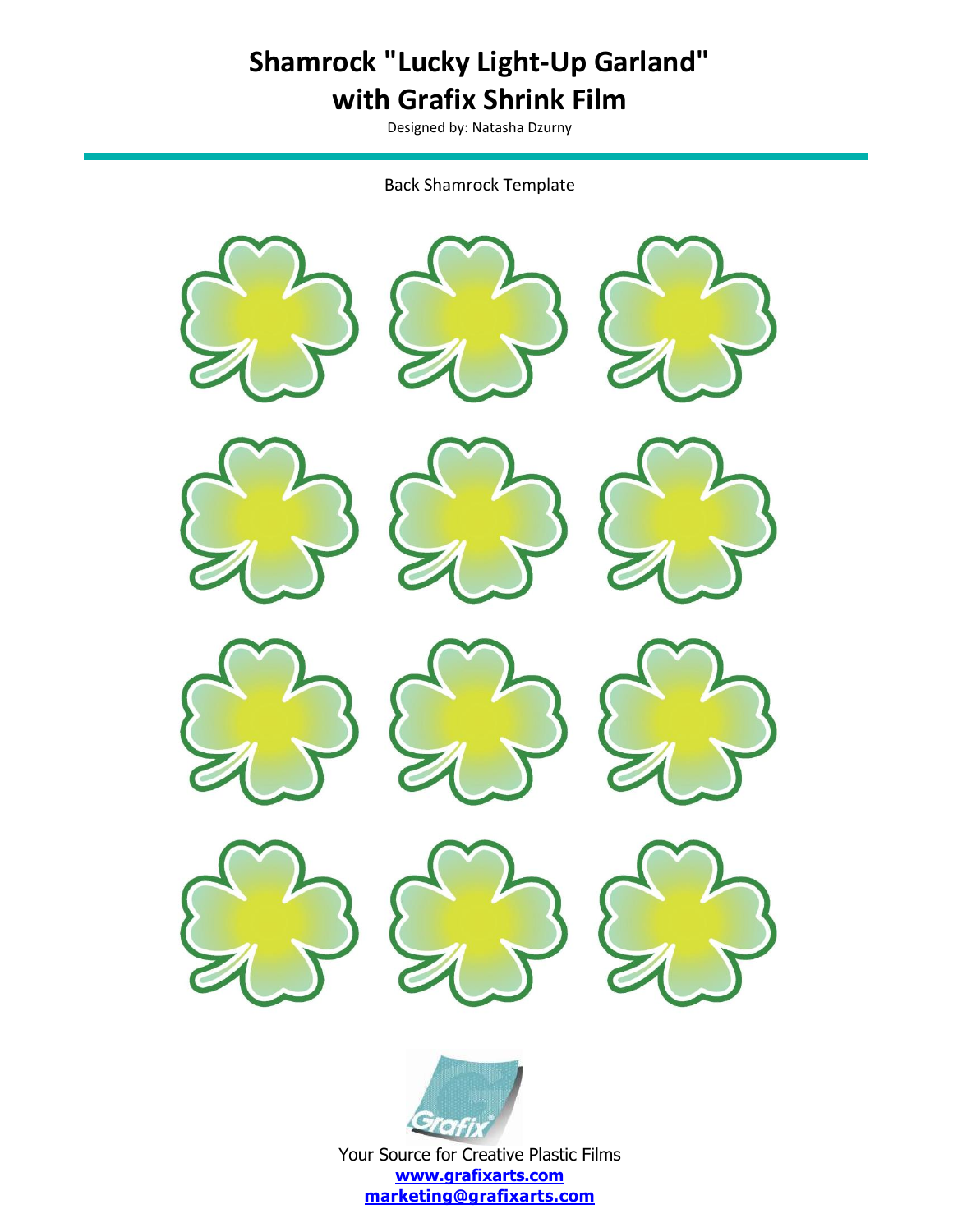# Shamrock "Lucky Light-Up Garland" with Grafix Shrink Film

Designed by: Natasha Dzurny

Back Shamrock Template

Your Source for Creative Plastic Films

**www.grafixarts.com**

**marketing@grafixarts.com**